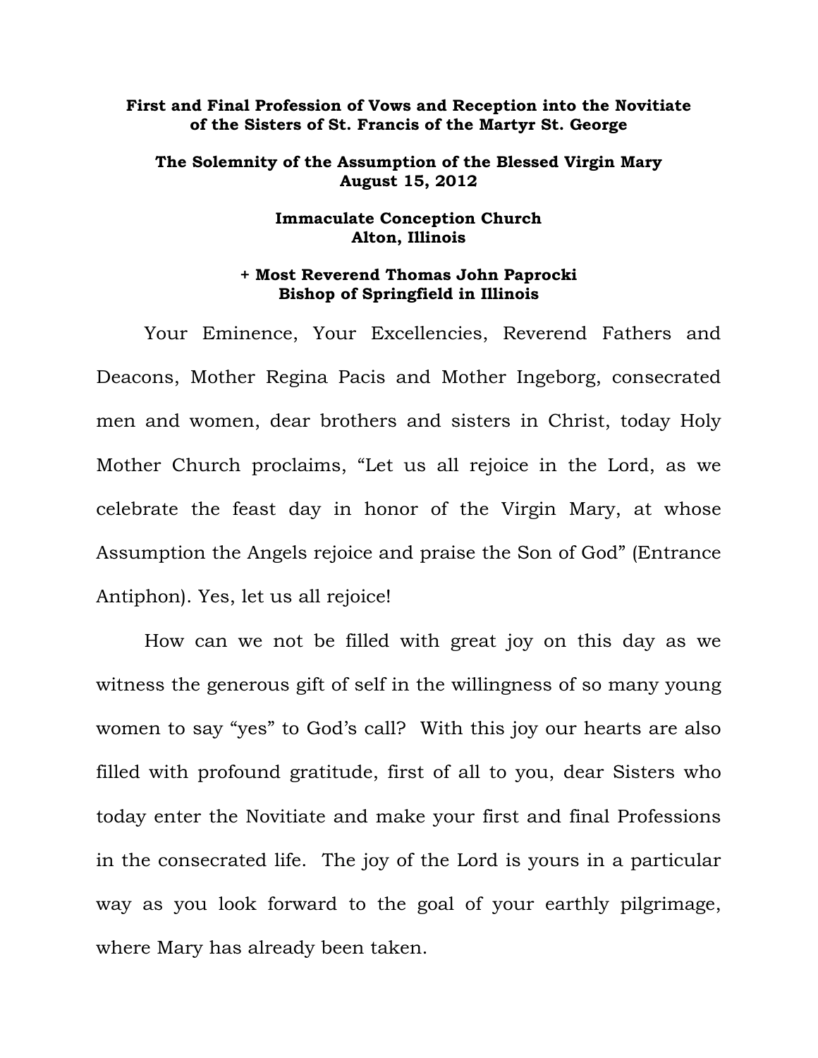**First and Final Profession of Vows and Reception into the Novitiate of the Sisters of St. Francis of the Martyr St. George**

**The Solemnity of the Assumption of the Blessed Virgin Mary**
**August 15, 2012**

**Immaculate Conception Church**
**Alton, Illinois**

**+ Most Reverend Thomas John Paprocki**
**Bishop of Springfield in Illinois**

Your Eminence, Your Excellencies, Reverend Fathers and Deacons, Mother Regina Pacis and Mother Ingeborg, consecrated men and women, dear brothers and sisters in Christ, today Holy Mother Church proclaims, "Let us all rejoice in the Lord, as we celebrate the feast day in honor of the Virgin Mary, at whose Assumption the Angels rejoice and praise the Son of God" (Entrance Antiphon). Yes, let us all rejoice!

How can we not be filled with great joy on this day as we witness the generous gift of self in the willingness of so many young women to say "yes" to God's call? With this joy our hearts are also filled with profound gratitude, first of all to you, dear Sisters who today enter the Novitiate and make your first and final Professions in the consecrated life. The joy of the Lord is yours in a particular way as you look forward to the goal of your earthly pilgrimage, where Mary has already been taken.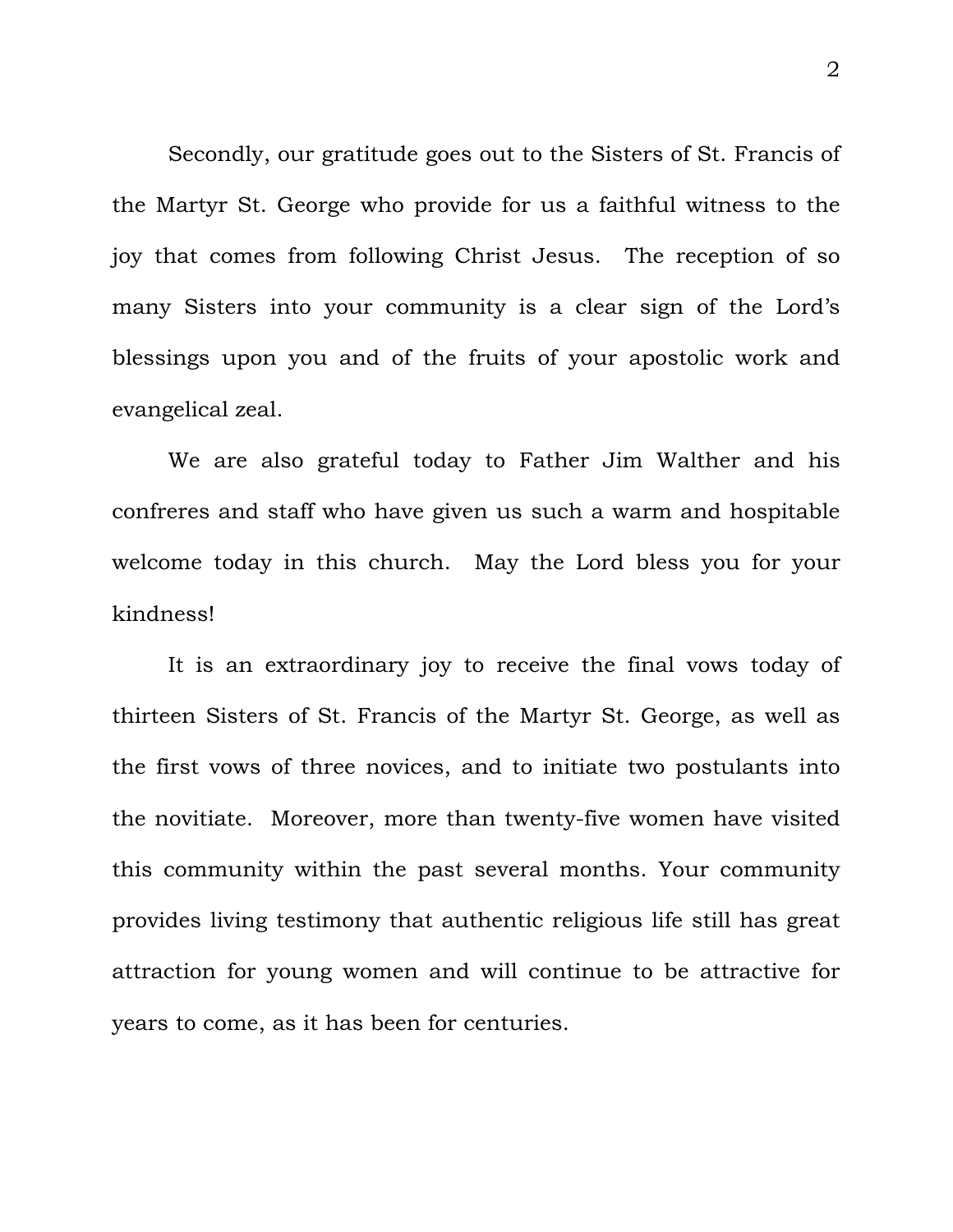Secondly, our gratitude goes out to the Sisters of St. Francis of the Martyr St. George who provide for us a faithful witness to the joy that comes from following Christ Jesus. The reception of so many Sisters into your community is a clear sign of the Lord's blessings upon you and of the fruits of your apostolic work and evangelical zeal.

We are also grateful today to Father Jim Walther and his confreres and staff who have given us such a warm and hospitable welcome today in this church. May the Lord bless you for your kindness!

It is an extraordinary joy to receive the final vows today of thirteen Sisters of St. Francis of the Martyr St. George, as well as the first vows of three novices, and to initiate two postulants into the novitiate. Moreover, more than twenty-five women have visited this community within the past several months. Your community provides living testimony that authentic religious life still has great attraction for young women and will continue to be attractive for years to come, as it has been for centuries.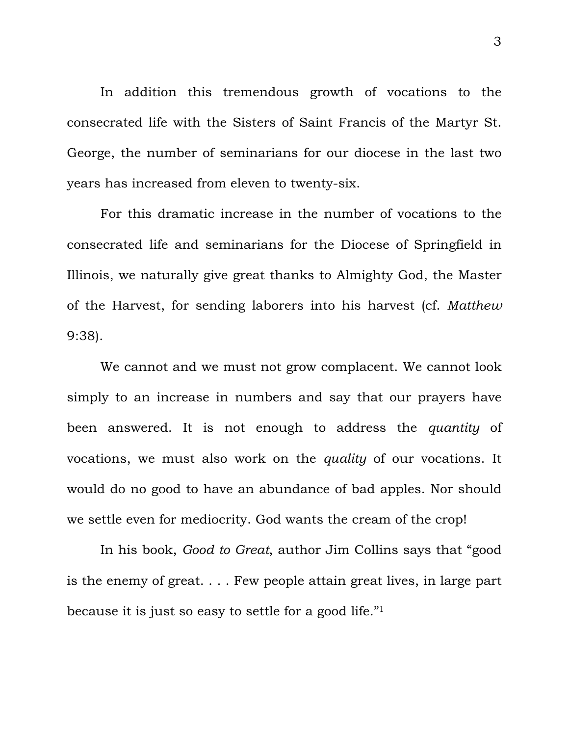In addition this tremendous growth of vocations to the consecrated life with the Sisters of Saint Francis of the Martyr St. George, the number of seminarians for our diocese in the last two years has increased from eleven to twenty-six.

For this dramatic increase in the number of vocations to the consecrated life and seminarians for the Diocese of Springfield in Illinois, we naturally give great thanks to Almighty God, the Master of the Harvest, for sending laborers into his harvest (cf. *Matthew* 9:38).

We cannot and we must not grow complacent. We cannot look simply to an increase in numbers and say that our prayers have been answered. It is not enough to address the *quantity* of vocations, we must also work on the *quality* of our vocations. It would do no good to have an abundance of bad apples. Nor should we settle even for mediocrity. God wants the cream of the crop!

In his book, *Good to Great*, author Jim Collins says that "good is the enemy of great. . . . Few people attain great lives, in large part because it is just so easy to settle for a good life."[1]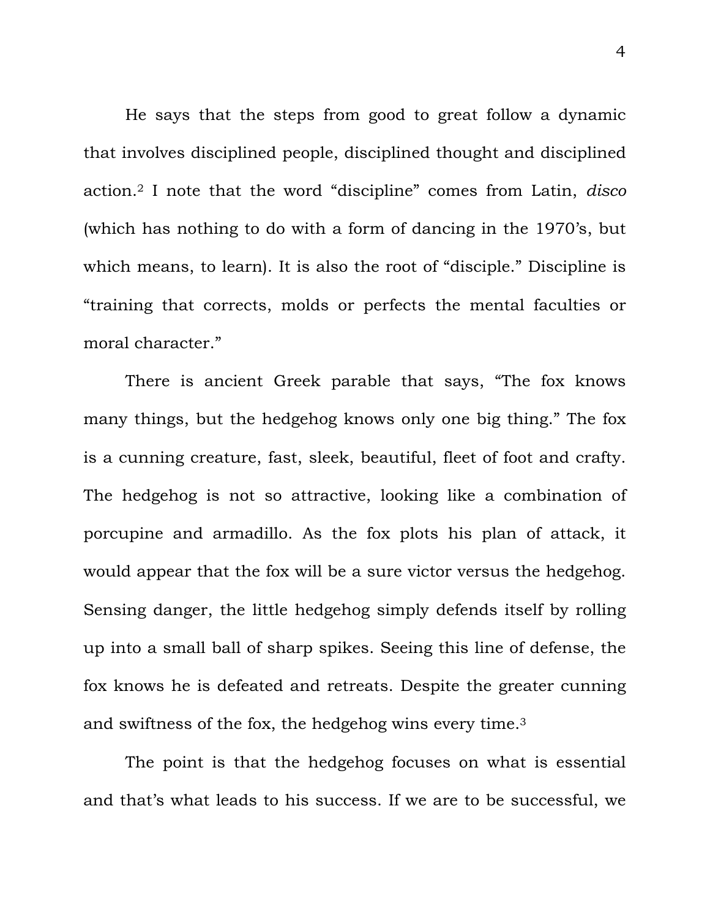He says that the steps from good to great follow a dynamic that involves disciplined people, disciplined thought and disciplined action.[2] I note that the word "discipline" comes from Latin, *disco* (which has nothing to do with a form of dancing in the 1970's, but which means, to learn). It is also the root of "disciple." Discipline is "training that corrects, molds or perfects the mental faculties or moral character."

There is ancient Greek parable that says, "The fox knows many things, but the hedgehog knows only one big thing." The fox is a cunning creature, fast, sleek, beautiful, fleet of foot and crafty. The hedgehog is not so attractive, looking like a combination of porcupine and armadillo. As the fox plots his plan of attack, it would appear that the fox will be a sure victor versus the hedgehog. Sensing danger, the little hedgehog simply defends itself by rolling up into a small ball of sharp spikes. Seeing this line of defense, the fox knows he is defeated and retreats. Despite the greater cunning and swiftness of the fox, the hedgehog wins every time.[3]

The point is that the hedgehog focuses on what is essential and that's what leads to his success. If we are to be successful, we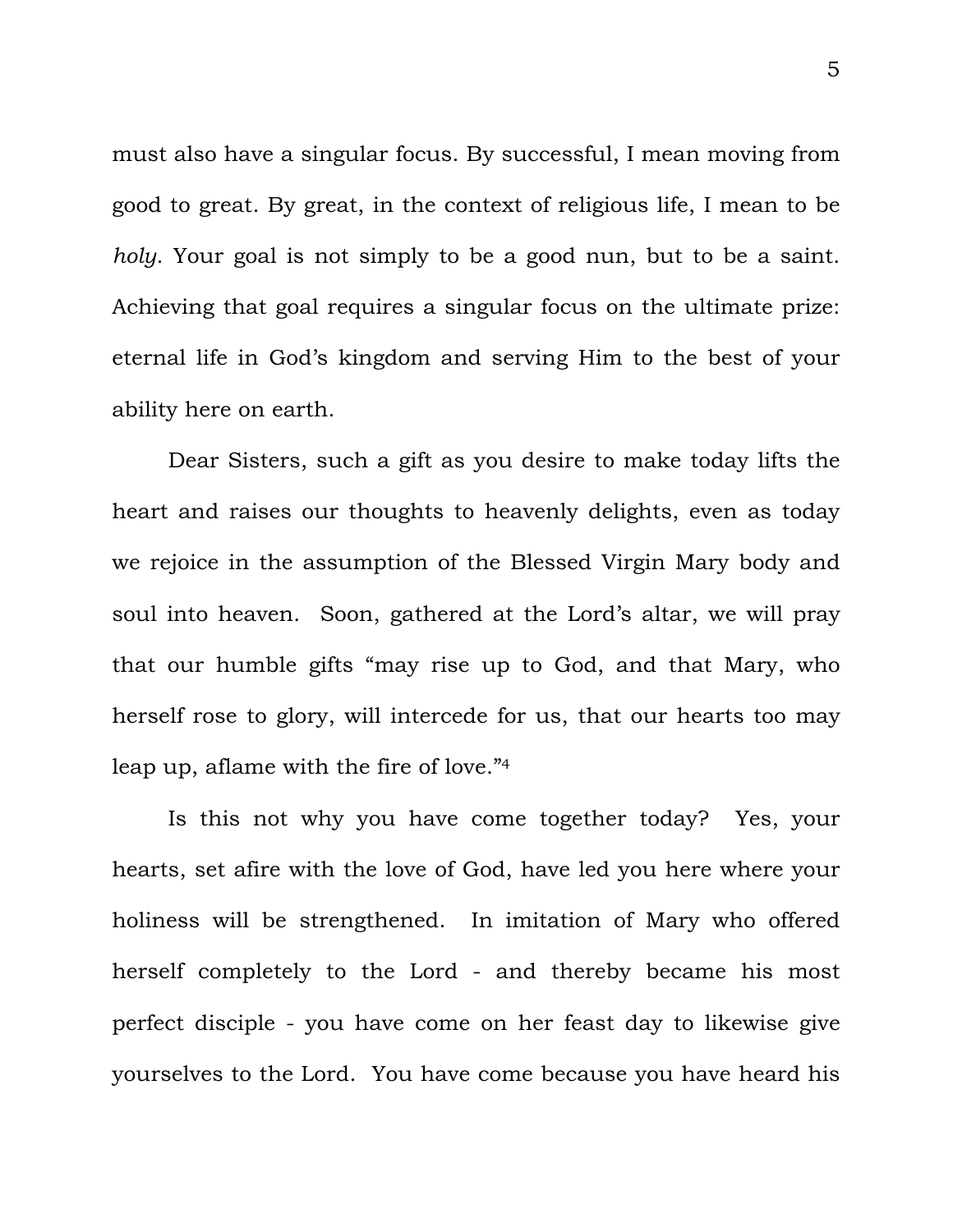must also have a singular focus. By successful, I mean moving from good to great. By great, in the context of religious life, I mean to be *holy*. Your goal is not simply to be a good nun, but to be a saint. Achieving that goal requires a singular focus on the ultimate prize: eternal life in God's kingdom and serving Him to the best of your ability here on earth.

Dear Sisters, such a gift as you desire to make today lifts the heart and raises our thoughts to heavenly delights, even as today we rejoice in the assumption of the Blessed Virgin Mary body and soul into heaven. Soon, gathered at the Lord's altar, we will pray that our humble gifts "may rise up to God, and that Mary, who herself rose to glory, will intercede for us, that our hearts too may leap up, aflame with the fire of love."[4]

Is this not why you have come together today? Yes, your hearts, set afire with the love of God, have led you here where your holiness will be strengthened. In imitation of Mary who offered herself completely to the Lord - and thereby became his most perfect disciple - you have come on her feast day to likewise give yourselves to the Lord. You have come because you have heard his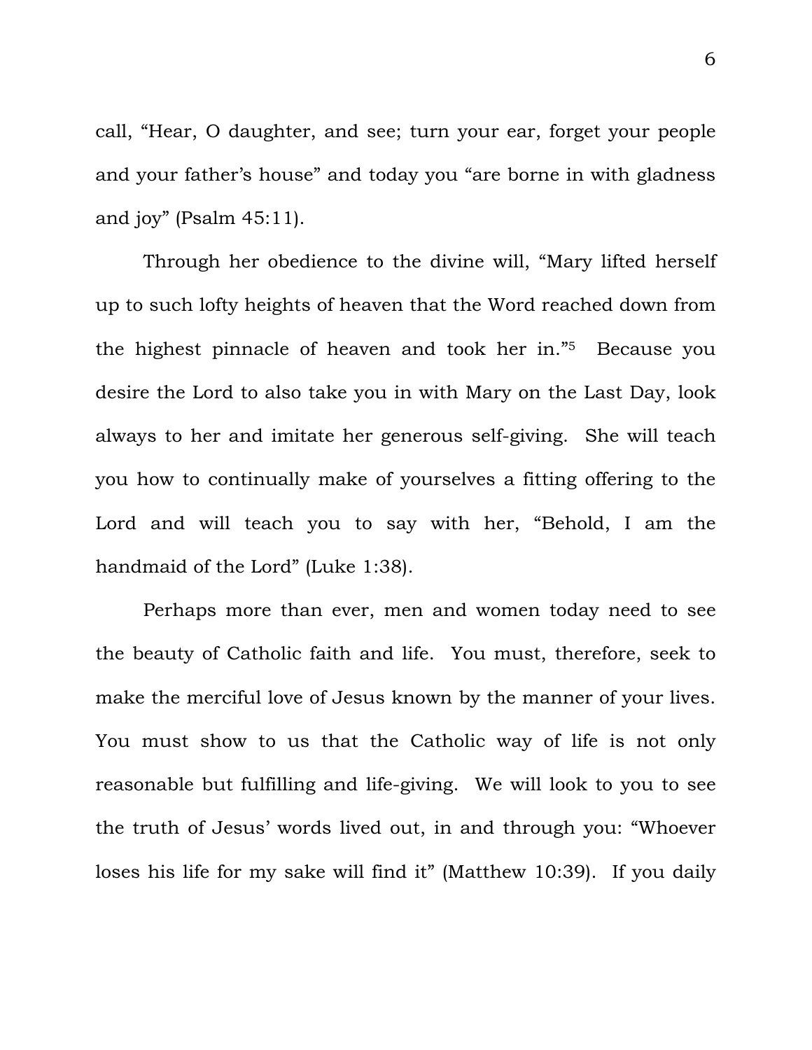call, “Hear, O daughter, and see; turn your ear, forget your people and your father’s house” and today you “are borne in with gladness and joy” (Psalm 45:11).

Through her obedience to the divine will, “Mary lifted herself up to such lofty heights of heaven that the Word reached down from the highest pinnacle of heaven and took her in.”[5] Because you desire the Lord to also take you in with Mary on the Last Day, look always to her and imitate her generous self-giving. She will teach you how to continually make of yourselves a fitting offering to the Lord and will teach you to say with her, “Behold, I am the handmaid of the Lord” (Luke 1:38).

Perhaps more than ever, men and women today need to see the beauty of Catholic faith and life. You must, therefore, seek to make the merciful love of Jesus known by the manner of your lives. You must show to us that the Catholic way of life is not only reasonable but fulfilling and life-giving. We will look to you to see the truth of Jesus’ words lived out, in and through you: “Whoever loses his life for my sake will find it” (Matthew 10:39). If you daily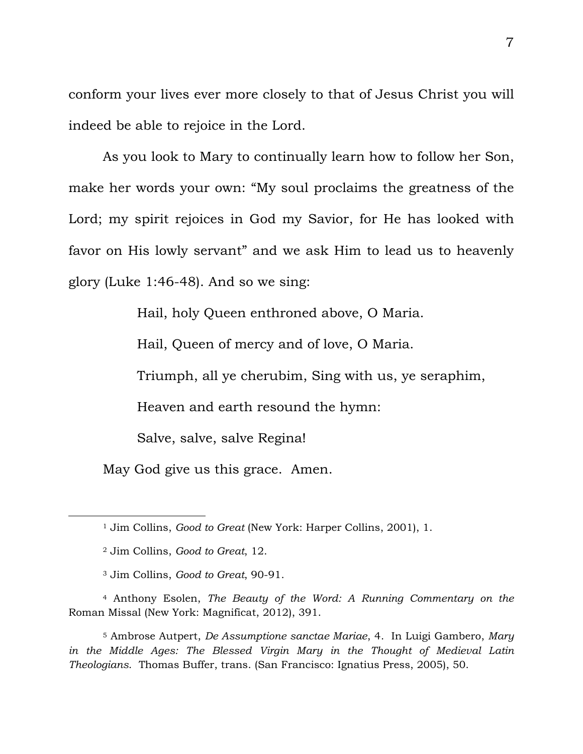conform your lives ever more closely to that of Jesus Christ you will indeed be able to rejoice in the Lord.

As you look to Mary to continually learn how to follow her Son, make her words your own: “My soul proclaims the greatness of the Lord; my spirit rejoices in God my Savior, for He has looked with favor on His lowly servant” and we ask Him to lead us to heavenly glory (Luke 1:46-48). And so we sing:

> Hail, holy Queen enthroned above, O Maria.
>
> Hail, Queen of mercy and of love, O Maria.
>
> Triumph, all ye cherubim, Sing with us, ye seraphim,
>
> Heaven and earth resound the hymn:
>
> Salve, salve, salve Regina!

May God give us this grace. Amen.

---

[1] Jim Collins, *Good to Great* (New York: Harper Collins, 2001), 1.

[2] Jim Collins, *Good to Great*, 12.

[3] Jim Collins, *Good to Great*, 90-91.

[4] Anthony Esolen, *The Beauty of the Word: A Running Commentary on the* Roman Missal (New York: Magnificat, 2012), 391.

[5] Ambrose Autpert, *De Assumptione sanctae Mariae*, 4. In Luigi Gambero, *Mary in the Middle Ages: The Blessed Virgin Mary in the Thought of Medieval Latin Theologians*. Thomas Buffer, trans. (San Francisco: Ignatius Press, 2005), 50.